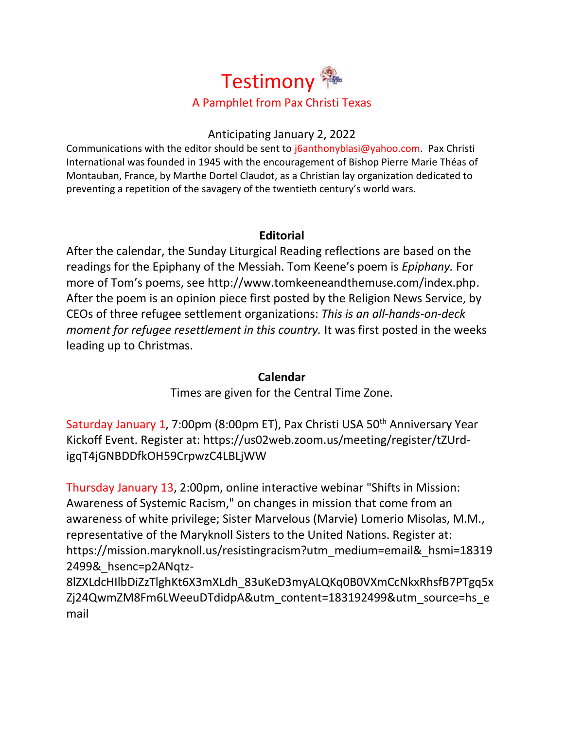# Testimony

A Pamphlet from Pax Christi Texas

Anticipating January 2, 2022

Communications with the editor should be sent to j6anthonyblasi@yahoo.com. Pax Christi International was founded in 1945 with the encouragement of Bishop Pierre Marie Théas of Montauban, France, by Marthe Dortel Claudot, as a Christian lay organization dedicated to preventing a repetition of the savagery of the twentieth century's world wars.

## Editorial

After the calendar, the Sunday Liturgical Reading reflections are based on the readings for the Epiphany of the Messiah. Tom Keene's poem is *Epiphany.* For more of Tom's poems, see http://www.tomkeeneandthemuse.com/index.php. After the poem is an opinion piece first posted by the Religion News Service, by CEOs of three refugee settlement organizations: *This is an all-hands-on-deck moment for refugee resettlement in this country.* It was first posted in the weeks leading up to Christmas.

## Calendar

Times are given for the Central Time Zone.

Saturday January 1, 7:00pm (8:00pm ET), Pax Christi USA 50th Anniversary Year Kickoff Event. Register at: https://us02web.zoom.us/meeting/register/tZUrd-igqT4jGNBDDfkOH59CrpwzC4LBLjWW

Thursday January 13, 2:00pm, online interactive webinar "Shifts in Mission: Awareness of Systemic Racism," on changes in mission that come from an awareness of white privilege; Sister Marvelous (Marvie) Lomerio Misolas, M.M., representative of the Maryknoll Sisters to the United Nations. Register at: https://mission.maryknoll.us/resistingracism?utm_medium=email&_hsmi=183192499&_hsenc=p2ANqtz-8lZXLdcHIlbDiZzTlghKt6X3mXLdh_83uKeD3myALQKq0B0VXmCcNkxRhsfB7PTgq5xZj24QwmZM8Fm6LWeeuDTdidpA&utm_content=183192499&utm_source=hs_email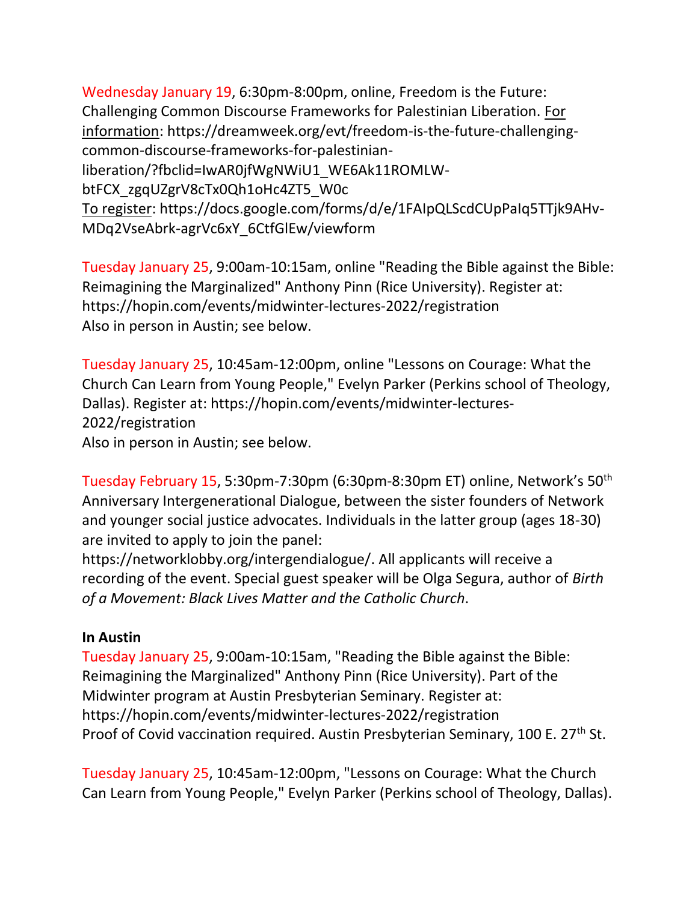Wednesday January 19, 6:30pm-8:00pm, online, Freedom is the Future: Challenging Common Discourse Frameworks for Palestinian Liberation. For information: https://dreamweek.org/evt/freedom-is-the-future-challenging-common-discourse-frameworks-for-palestinian-liberation/?fbclid=IwAR0jfWgNWiU1_WE6Ak11ROMLW-btFCX_zgqUZgrV8cTx0Qh1oHc4ZT5_W0c
To register: https://docs.google.com/forms/d/e/1FAIpQLScdCUpPaIq5TTjk9AHv-MDq2VseAbrk-agrVc6xY_6CtfGlEw/viewform

Tuesday January 25, 9:00am-10:15am, online "Reading the Bible against the Bible: Reimagining the Marginalized" Anthony Pinn (Rice University). Register at: https://hopin.com/events/midwinter-lectures-2022/registration
Also in person in Austin; see below.

Tuesday January 25, 10:45am-12:00pm, online "Lessons on Courage: What the Church Can Learn from Young People," Evelyn Parker (Perkins school of Theology, Dallas). Register at: https://hopin.com/events/midwinter-lectures-2022/registration
Also in person in Austin; see below.

Tuesday February 15, 5:30pm-7:30pm (6:30pm-8:30pm ET) online, Network's 50th Anniversary Intergenerational Dialogue, between the sister founders of Network and younger social justice advocates. Individuals in the latter group (ages 18-30) are invited to apply to join the panel: https://networklobby.org/intergendialogue/. All applicants will receive a recording of the event. Special guest speaker will be Olga Segura, author of *Birth of a Movement: Black Lives Matter and the Catholic Church*.

**In Austin**

Tuesday January 25, 9:00am-10:15am, "Reading the Bible against the Bible: Reimagining the Marginalized" Anthony Pinn (Rice University). Part of the Midwinter program at Austin Presbyterian Seminary. Register at: https://hopin.com/events/midwinter-lectures-2022/registration
Proof of Covid vaccination required. Austin Presbyterian Seminary, 100 E. 27th St.

Tuesday January 25, 10:45am-12:00pm, "Lessons on Courage: What the Church Can Learn from Young People," Evelyn Parker (Perkins school of Theology, Dallas).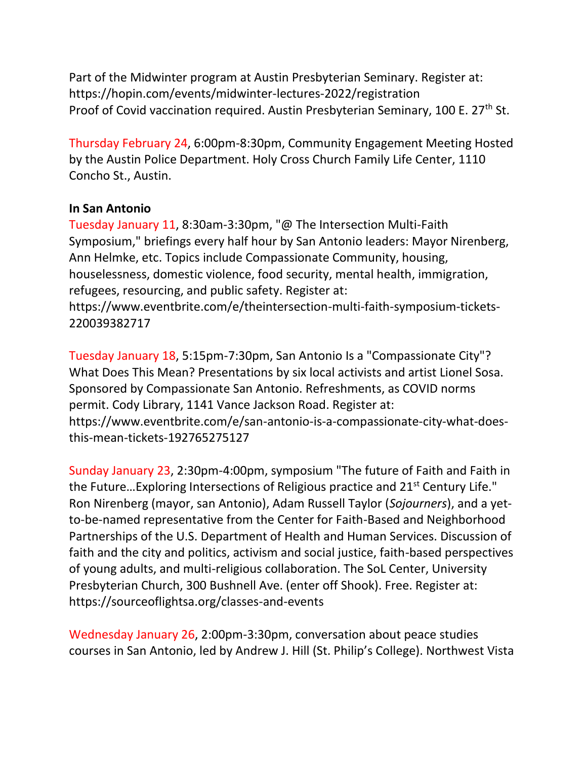Part of the Midwinter program at Austin Presbyterian Seminary. Register at: https://hopin.com/events/midwinter-lectures-2022/registration
Proof of Covid vaccination required. Austin Presbyterian Seminary, 100 E. 27th St.

Thursday February 24, 6:00pm-8:30pm, Community Engagement Meeting Hosted by the Austin Police Department. Holy Cross Church Family Life Center, 1110 Concho St., Austin.

**In San Antonio**

Tuesday January 11, 8:30am-3:30pm, "@ The Intersection Multi-Faith Symposium," briefings every half hour by San Antonio leaders: Mayor Nirenberg, Ann Helmke, etc. Topics include Compassionate Community, housing, houselessness, domestic violence, food security, mental health, immigration, refugees, resourcing, and public safety. Register at: https://www.eventbrite.com/e/theintersection-multi-faith-symposium-tickets-220039382717

Tuesday January 18, 5:15pm-7:30pm, San Antonio Is a "Compassionate City"? What Does This Mean? Presentations by six local activists and artist Lionel Sosa. Sponsored by Compassionate San Antonio. Refreshments, as COVID norms permit. Cody Library, 1141 Vance Jackson Road. Register at: https://www.eventbrite.com/e/san-antonio-is-a-compassionate-city-what-does-this-mean-tickets-192765275127

Sunday January 23, 2:30pm-4:00pm, symposium "The future of Faith and Faith in the Future…Exploring Intersections of Religious practice and 21st Century Life." Ron Nirenberg (mayor, san Antonio), Adam Russell Taylor (*Sojourners*), and a yet-to-be-named representative from the Center for Faith-Based and Neighborhood Partnerships of the U.S. Department of Health and Human Services. Discussion of faith and the city and politics, activism and social justice, faith-based perspectives of young adults, and multi-religious collaboration. The SoL Center, University Presbyterian Church, 300 Bushnell Ave. (enter off Shook). Free. Register at: https://sourceoflightsa.org/classes-and-events

Wednesday January 26, 2:00pm-3:30pm, conversation about peace studies courses in San Antonio, led by Andrew J. Hill (St. Philip's College). Northwest Vista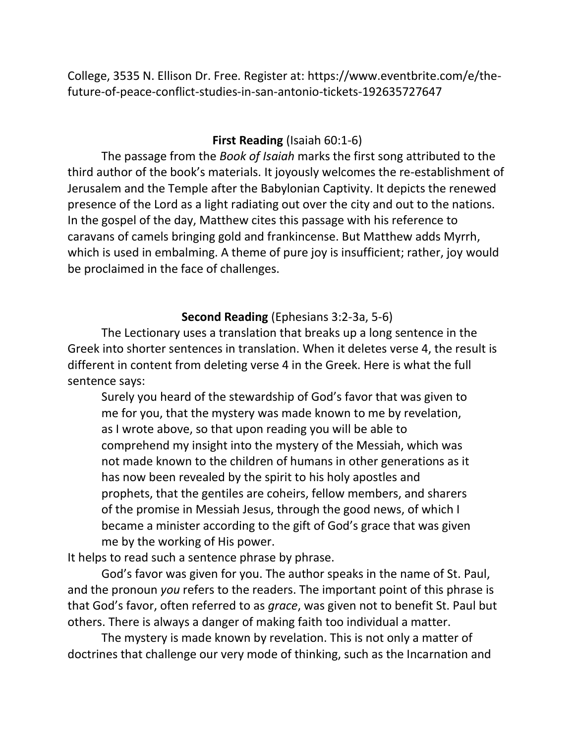College, 3535 N. Ellison Dr. Free. Register at: https://www.eventbrite.com/e/the-future-of-peace-conflict-studies-in-san-antonio-tickets-192635727647

**First Reading** (Isaiah 60:1-6)

The passage from the *Book of Isaiah* marks the first song attributed to the third author of the book's materials. It joyously welcomes the re-establishment of Jerusalem and the Temple after the Babylonian Captivity. It depicts the renewed presence of the Lord as a light radiating out over the city and out to the nations. In the gospel of the day, Matthew cites this passage with his reference to caravans of camels bringing gold and frankincense. But Matthew adds Myrrh, which is used in embalming. A theme of pure joy is insufficient; rather, joy would be proclaimed in the face of challenges.

**Second Reading** (Ephesians 3:2-3a, 5-6)

The Lectionary uses a translation that breaks up a long sentence in the Greek into shorter sentences in translation. When it deletes verse 4, the result is different in content from deleting verse 4 in the Greek. Here is what the full sentence says:

> Surely you heard of the stewardship of God's favor that was given to me for you, that the mystery was made known to me by revelation, as I wrote above, so that upon reading you will be able to comprehend my insight into the mystery of the Messiah, which was not made known to the children of humans in other generations as it has now been revealed by the spirit to his holy apostles and prophets, that the gentiles are coheirs, fellow members, and sharers of the promise in Messiah Jesus, through the good news, of which I became a minister according to the gift of God's grace that was given me by the working of His power.

It helps to read such a sentence phrase by phrase.

God's favor was given for you. The author speaks in the name of St. Paul, and the pronoun *you* refers to the readers. The important point of this phrase is that God's favor, often referred to as *grace*, was given not to benefit St. Paul but others. There is always a danger of making faith too individual a matter.

The mystery is made known by revelation. This is not only a matter of doctrines that challenge our very mode of thinking, such as the Incarnation and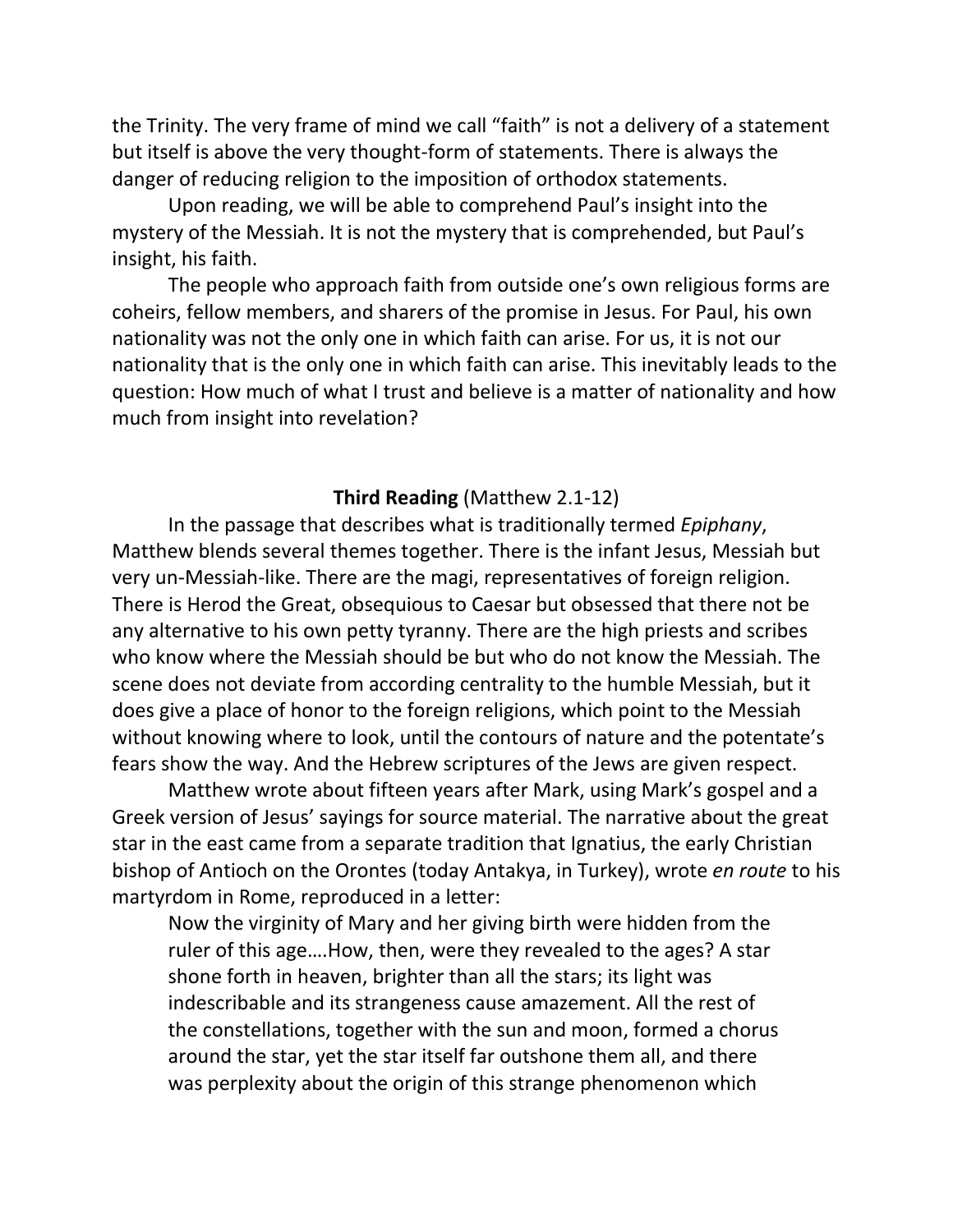the Trinity. The very frame of mind we call "faith" is not a delivery of a statement but itself is above the very thought-form of statements. There is always the danger of reducing religion to the imposition of orthodox statements.

Upon reading, we will be able to comprehend Paul's insight into the mystery of the Messiah. It is not the mystery that is comprehended, but Paul's insight, his faith.

The people who approach faith from outside one's own religious forms are coheirs, fellow members, and sharers of the promise in Jesus. For Paul, his own nationality was not the only one in which faith can arise. For us, it is not our nationality that is the only one in which faith can arise. This inevitably leads to the question: How much of what I trust and believe is a matter of nationality and how much from insight into revelation?

**Third Reading** (Matthew 2.1-12)

In the passage that describes what is traditionally termed *Epiphany*, Matthew blends several themes together. There is the infant Jesus, Messiah but very un-Messiah-like. There are the magi, representatives of foreign religion. There is Herod the Great, obsequious to Caesar but obsessed that there not be any alternative to his own petty tyranny. There are the high priests and scribes who know where the Messiah should be but who do not know the Messiah. The scene does not deviate from according centrality to the humble Messiah, but it does give a place of honor to the foreign religions, which point to the Messiah without knowing where to look, until the contours of nature and the potentate's fears show the way. And the Hebrew scriptures of the Jews are given respect.

Matthew wrote about fifteen years after Mark, using Mark's gospel and a Greek version of Jesus' sayings for source material. The narrative about the great star in the east came from a separate tradition that Ignatius, the early Christian bishop of Antioch on the Orontes (today Antakya, in Turkey), wrote *en route* to his martyrdom in Rome, reproduced in a letter:

> Now the virginity of Mary and her giving birth were hidden from the ruler of this age….How, then, were they revealed to the ages? A star shone forth in heaven, brighter than all the stars; its light was indescribable and its strangeness cause amazement. All the rest of the constellations, together with the sun and moon, formed a chorus around the star, yet the star itself far outshone them all, and there was perplexity about the origin of this strange phenomenon which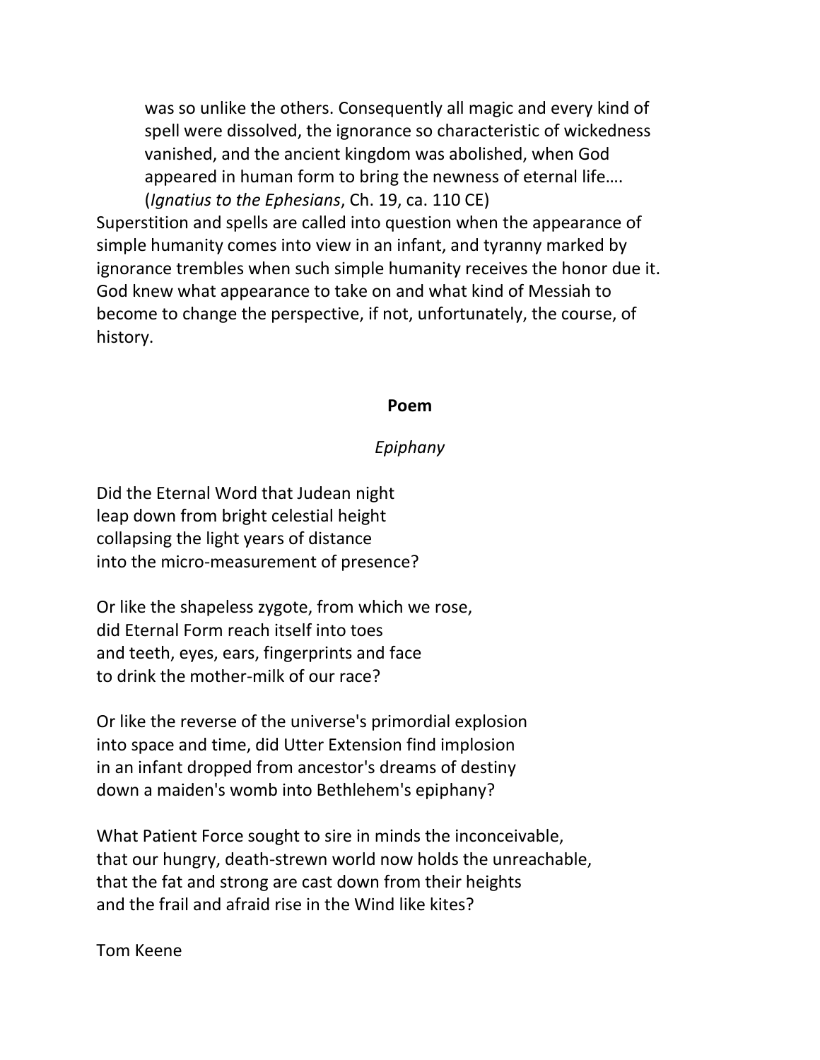> was so unlike the others. Consequently all magic and every kind of spell were dissolved, the ignorance so characteristic of wickedness vanished, and the ancient kingdom was abolished, when God appeared in human form to bring the newness of eternal life….
> (*Ignatius to the Ephesians*, Ch. 19, ca. 110 CE)

Superstition and spells are called into question when the appearance of simple humanity comes into view in an infant, and tyranny marked by ignorance trembles when such simple humanity receives the honor due it. God knew what appearance to take on and what kind of Messiah to become to change the perspective, if not, unfortunately, the course, of history.

## Poem

### *Epiphany*

Did the Eternal Word that Judean night
leap down from bright celestial height
collapsing the light years of distance
into the micro-measurement of presence?

Or like the shapeless zygote, from which we rose,
did Eternal Form reach itself into toes
and teeth, eyes, ears, fingerprints and face
to drink the mother-milk of our race?

Or like the reverse of the universe's primordial explosion
into space and time, did Utter Extension find implosion
in an infant dropped from ancestor's dreams of destiny
down a maiden's womb into Bethlehem's epiphany?

What Patient Force sought to sire in minds the inconceivable,
that our hungry, death-strewn world now holds the unreachable,
that the fat and strong are cast down from their heights
and the frail and afraid rise in the Wind like kites?

Tom Keene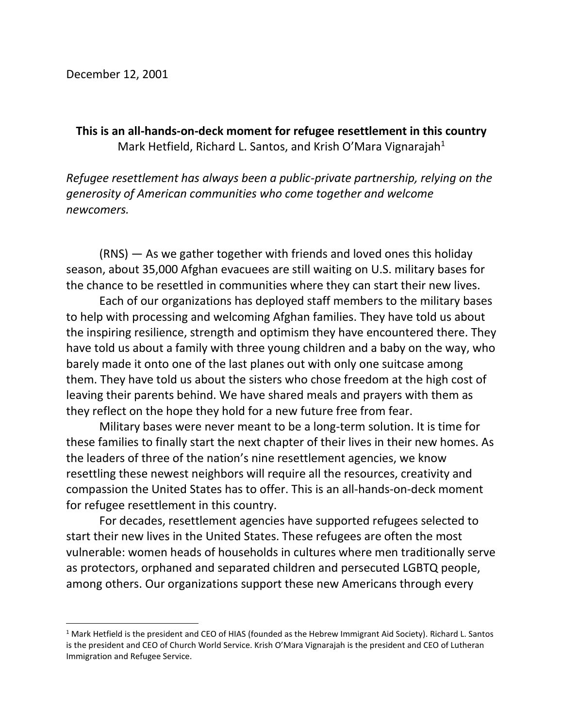December 12, 2001

**This is an all-hands-on-deck moment for refugee resettlement in this country**
Mark Hetfield, Richard L. Santos, and Krish O'Mara Vignarajah[1]

*Refugee resettlement has always been a public-private partnership, relying on the generosity of American communities who come together and welcome newcomers.*

(RNS) — As we gather together with friends and loved ones this holiday season, about 35,000 Afghan evacuees are still waiting on U.S. military bases for the chance to be resettled in communities where they can start their new lives.

Each of our organizations has deployed staff members to the military bases to help with processing and welcoming Afghan families. They have told us about the inspiring resilience, strength and optimism they have encountered there. They have told us about a family with three young children and a baby on the way, who barely made it onto one of the last planes out with only one suitcase among them. They have told us about the sisters who chose freedom at the high cost of leaving their parents behind. We have shared meals and prayers with them as they reflect on the hope they hold for a new future free from fear.

Military bases were never meant to be a long-term solution. It is time for these families to finally start the next chapter of their lives in their new homes. As the leaders of three of the nation's nine resettlement agencies, we know resettling these newest neighbors will require all the resources, creativity and compassion the United States has to offer. This is an all-hands-on-deck moment for refugee resettlement in this country.

For decades, resettlement agencies have supported refugees selected to start their new lives in the United States. These refugees are often the most vulnerable: women heads of households in cultures where men traditionally serve as protectors, orphaned and separated children and persecuted LGBTQ people, among others. Our organizations support these new Americans through every

[1] Mark Hetfield is the president and CEO of HIAS (founded as the Hebrew Immigrant Aid Society). Richard L. Santos is the president and CEO of Church World Service. Krish O'Mara Vignarajah is the president and CEO of Lutheran Immigration and Refugee Service.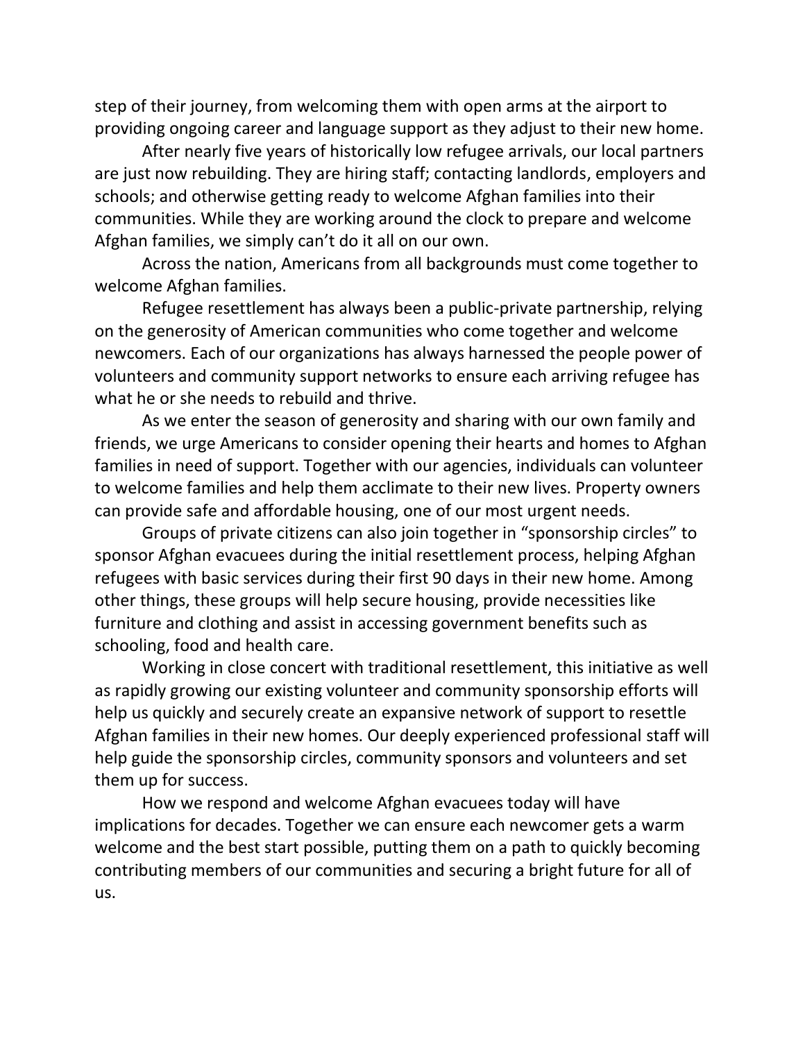step of their journey, from welcoming them with open arms at the airport to providing ongoing career and language support as they adjust to their new home.

After nearly five years of historically low refugee arrivals, our local partners are just now rebuilding. They are hiring staff; contacting landlords, employers and schools; and otherwise getting ready to welcome Afghan families into their communities. While they are working around the clock to prepare and welcome Afghan families, we simply can't do it all on our own.

Across the nation, Americans from all backgrounds must come together to welcome Afghan families.

Refugee resettlement has always been a public-private partnership, relying on the generosity of American communities who come together and welcome newcomers. Each of our organizations has always harnessed the people power of volunteers and community support networks to ensure each arriving refugee has what he or she needs to rebuild and thrive.

As we enter the season of generosity and sharing with our own family and friends, we urge Americans to consider opening their hearts and homes to Afghan families in need of support. Together with our agencies, individuals can volunteer to welcome families and help them acclimate to their new lives. Property owners can provide safe and affordable housing, one of our most urgent needs.

Groups of private citizens can also join together in "sponsorship circles" to sponsor Afghan evacuees during the initial resettlement process, helping Afghan refugees with basic services during their first 90 days in their new home. Among other things, these groups will help secure housing, provide necessities like furniture and clothing and assist in accessing government benefits such as schooling, food and health care.

Working in close concert with traditional resettlement, this initiative as well as rapidly growing our existing volunteer and community sponsorship efforts will help us quickly and securely create an expansive network of support to resettle Afghan families in their new homes. Our deeply experienced professional staff will help guide the sponsorship circles, community sponsors and volunteers and set them up for success.

How we respond and welcome Afghan evacuees today will have implications for decades. Together we can ensure each newcomer gets a warm welcome and the best start possible, putting them on a path to quickly becoming contributing members of our communities and securing a bright future for all of us.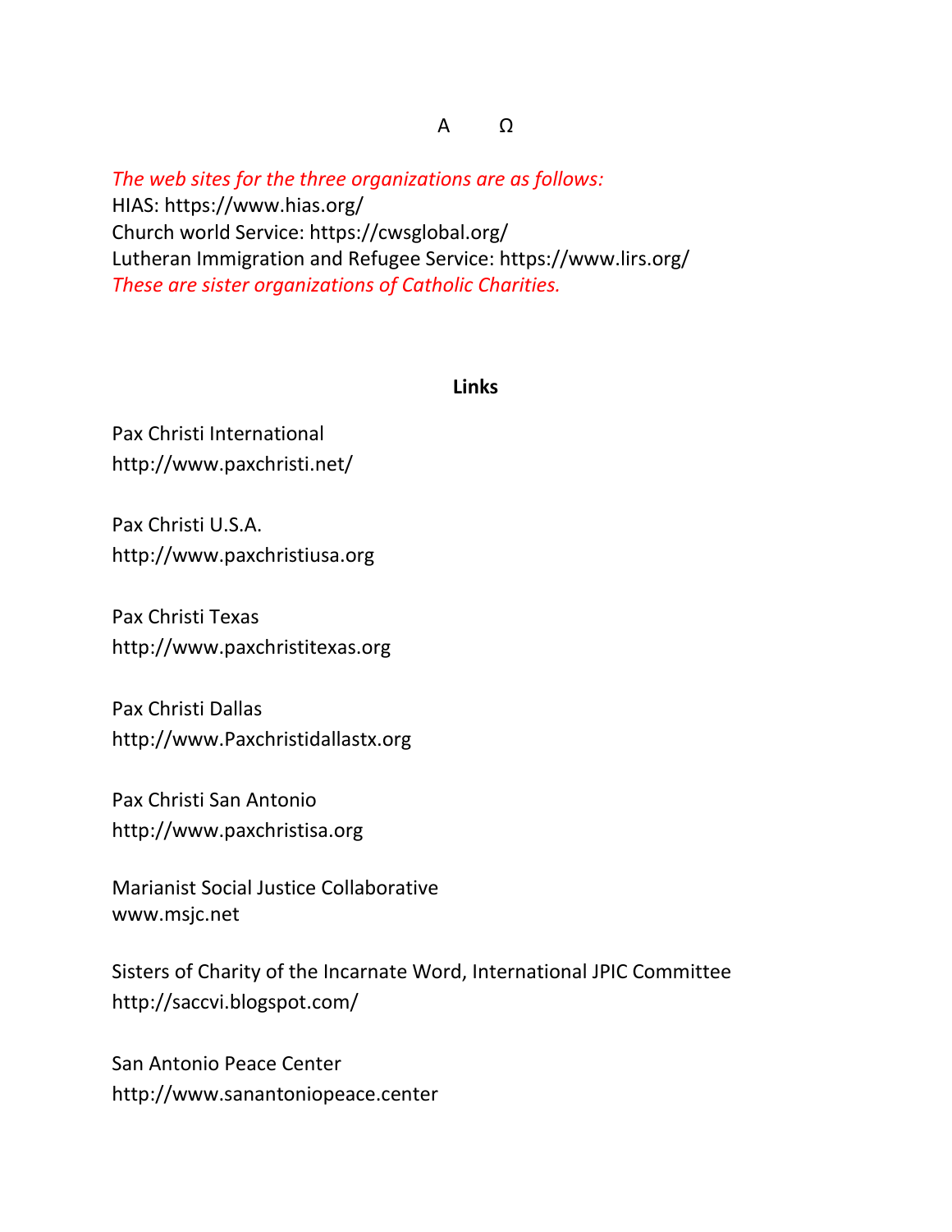A Ω

*The web sites for the three organizations are as follows:*
HIAS: https://www.hias.org/
Church world Service: https://cwsglobal.org/
Lutheran Immigration and Refugee Service: https://www.lirs.org/
*These are sister organizations of Catholic Charities.*

**Links**

Pax Christi International
http://www.paxchristi.net/

Pax Christi U.S.A.
http://www.paxchristiusa.org

Pax Christi Texas
http://www.paxchristitexas.org

Pax Christi Dallas
http://www.Paxchristidallastx.org

Pax Christi San Antonio
http://www.paxchristisa.org

Marianist Social Justice Collaborative
www.msjc.net

Sisters of Charity of the Incarnate Word, International JPIC Committee
http://saccvi.blogspot.com/

San Antonio Peace Center
http://www.sanantoniopeace.center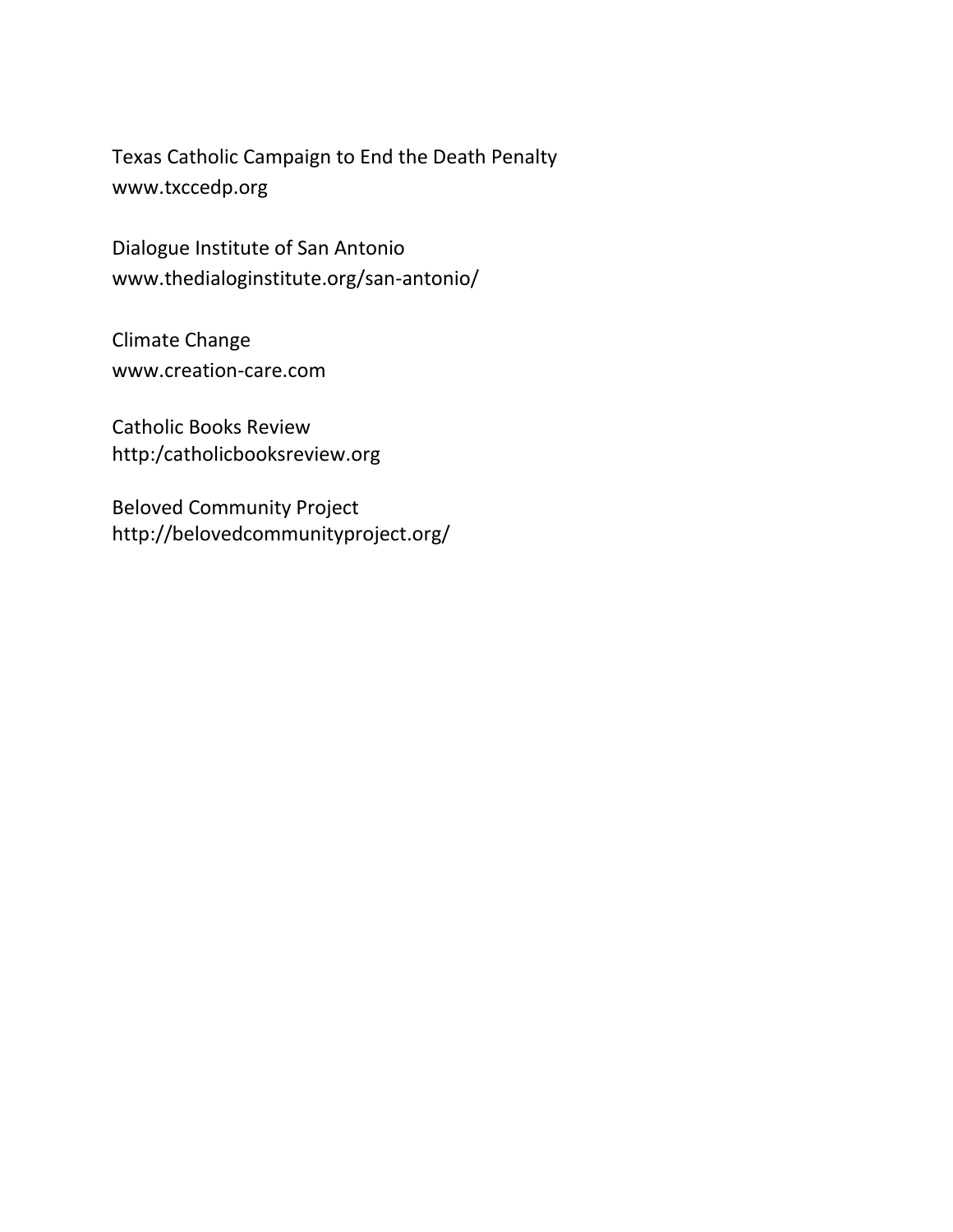Texas Catholic Campaign to End the Death Penalty
www.txccedp.org

Dialogue Institute of San Antonio
www.thedialoginstitute.org/san-antonio/

Climate Change
www.creation-care.com

Catholic Books Review
http:/catholicbooksreview.org

Beloved Community Project
http://belovedcommunityproject.org/